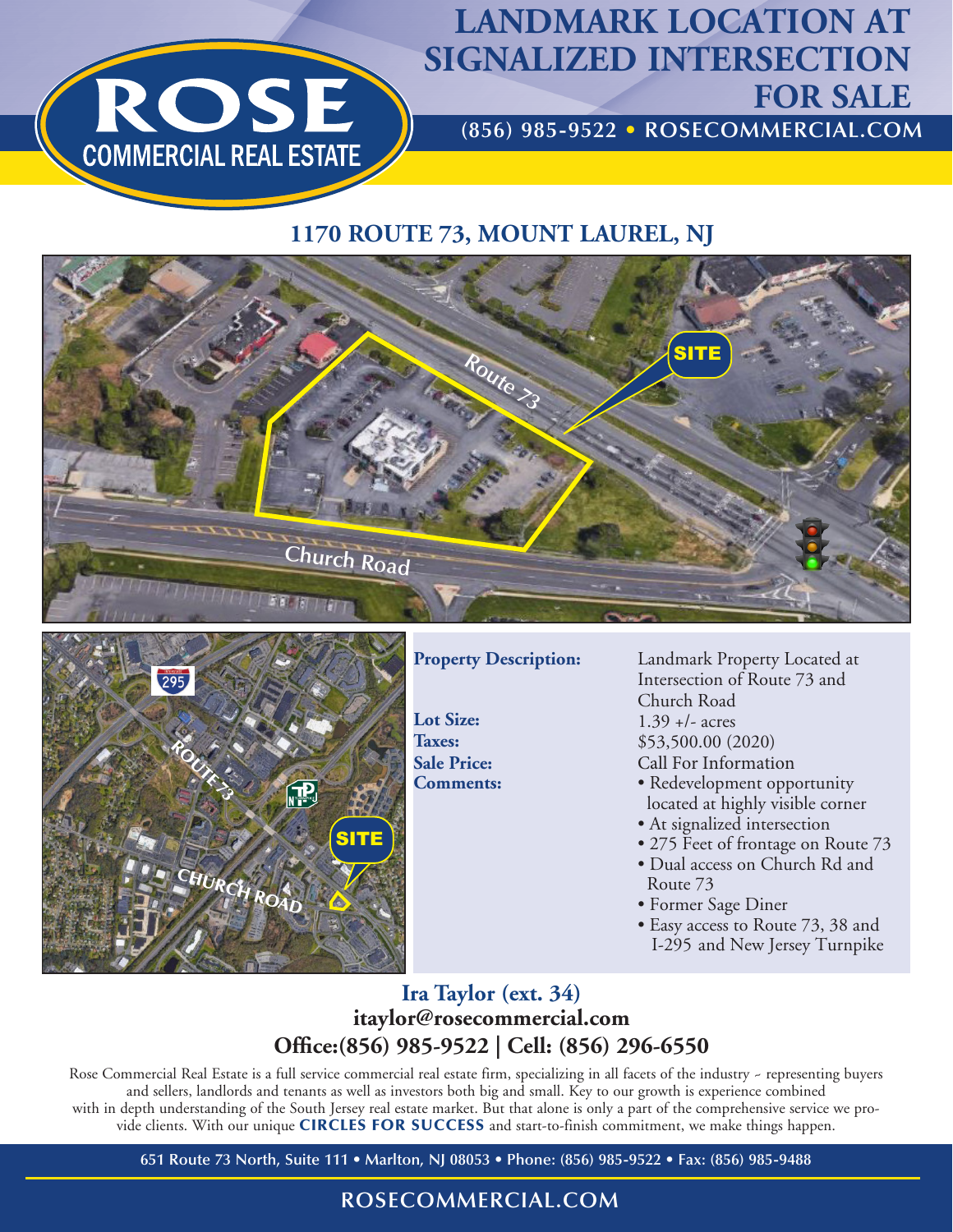# LANDMARK LOCATION AT SIGNALIZED INTERSECTION FOR SALE

**(856) 985-9522 • ROSECOMMERCIAL.COM**

## 1170 ROUTE 73, MOUNT LAUREL, NJ

| | |
|---|---|
| **Property Description:** | Landmark Property Located at Intersection of Route 73 and Church Road |
| **Lot Size:** | 1.39 +/- acres |
| **Taxes:** | $53,500.00 (2020) |
| **Sale Price:** | Call For Information |
| **Comments:** | • Redevelopment opportunity located at highly visible corner<br>• At signalized intersection<br>• 275 Feet of frontage on Route 73<br>• Dual access on Church Rd and Route 73<br>• Former Sage Diner<br>• Easy access to Route 73, 38 and I-295 and New Jersey Turnpike |

**Ira Taylor (ext. 34)**
**itaylor@rosecommercial.com**
**Office:(856) 985-9522 | Cell: (856) 296-6550**

Rose Commercial Real Estate is a full service commercial real estate firm, specializing in all facets of the industry ~ representing buyers and sellers, landlords and tenants as well as investors both big and small. Key to our growth is experience combined with in depth understanding of the South Jersey real estate market. But that alone is only a part of the comprehensive service we provide clients. With our unique **CIRCLES FOR SUCCESS** and start-to-finish commitment, we make things happen.

651 Route 73 North, Suite 111 • Marlton, NJ 08053 • Phone: (856) 985-9522 • Fax: (856) 985-9488

ROSECOMMERCIAL.COM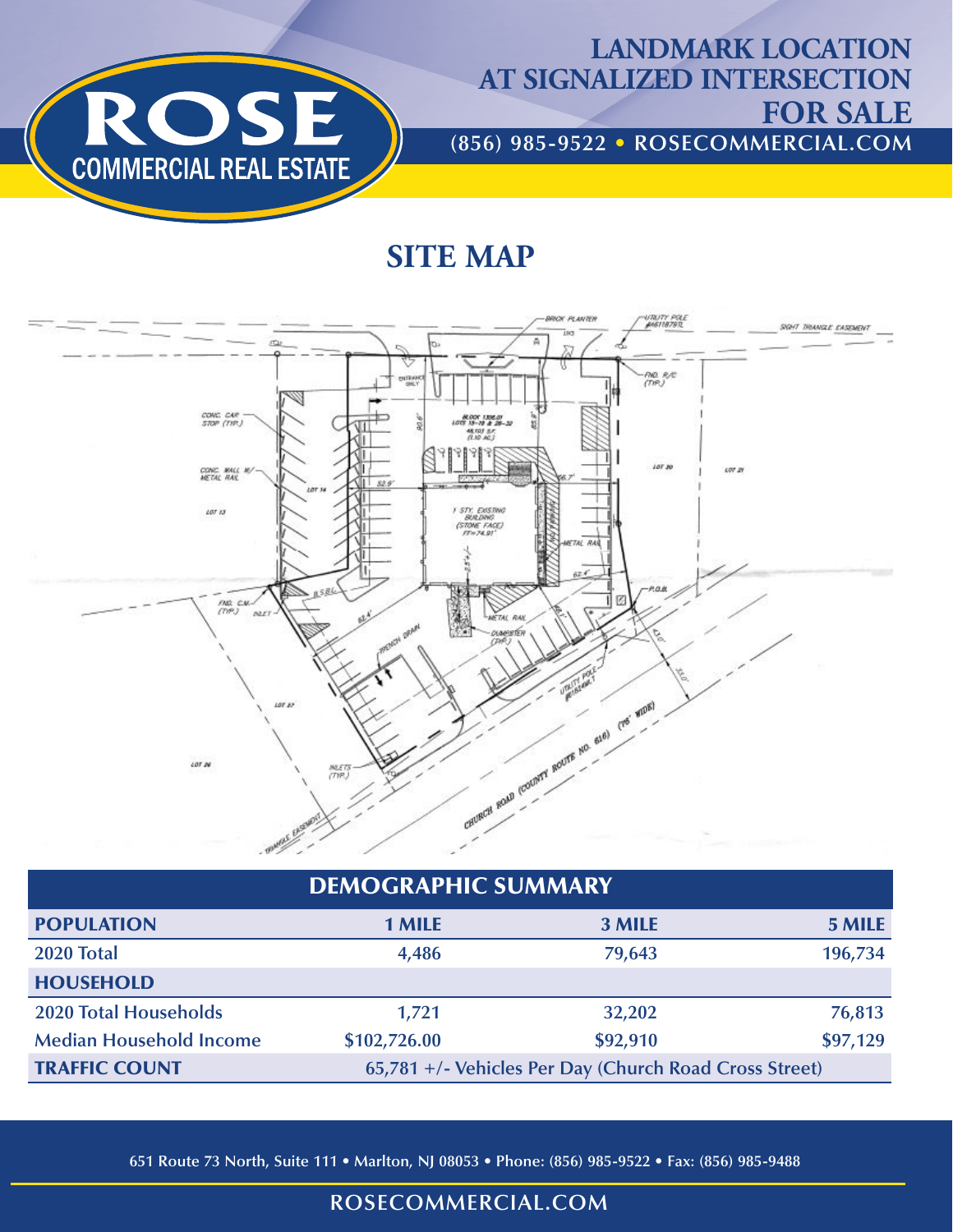ROSE COMMERCIAL REAL ESTATE

# LANDMARK LOCATION AT SIGNALIZED INTERSECTION FOR SALE

(856) 985-9522 • ROSECOMMERCIAL.COM

## SITE MAP

| DEMOGRAPHIC SUMMARY | | | |
|---|---|---|---|
| **POPULATION** | **1 MILE** | **3 MILE** | **5 MILE** |
| 2020 Total | 4,486 | 79,643 | 196,734 |
| **HOUSEHOLD** | | | |
| 2020 Total Households | 1,721 | 32,202 | 76,813 |
| Median Household Income | $102,726.00 | $92,910 | $97,129 |
| **TRAFFIC COUNT** | 65,781 +/- Vehicles Per Day (Church Road Cross Street) | | |

651 Route 73 North, Suite 111 • Marlton, NJ 08053 • Phone: (856) 985-9522 • Fax: (856) 985-9488

ROSECOMMERCIAL.COM